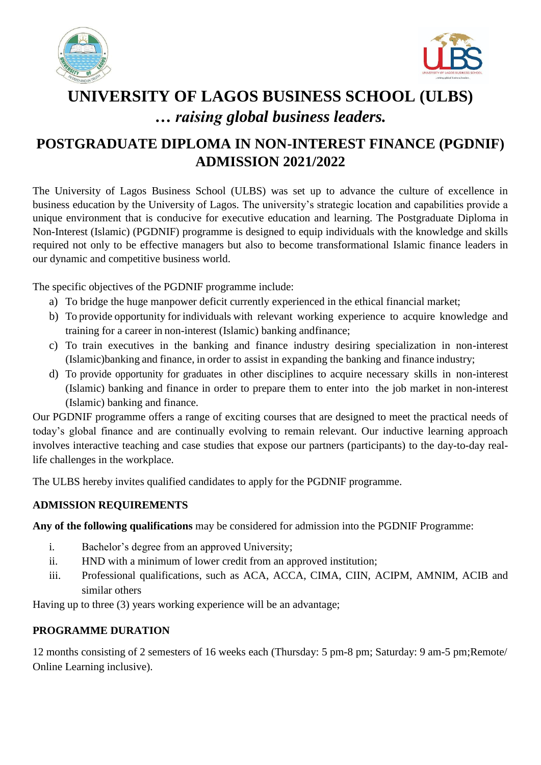# UNIVERSITY OF LAGOS BUSINESS SCHOOL (ULBS)

### *… raising global business leaders.*

## POSTGRADUATE DIPLOMA IN NON-INTEREST FINANCE (PGDNIF) ADMISSION 2021/2022

The University of Lagos Business School (ULBS) was set up to advance the culture of excellence in business education by the University of Lagos. The university's strategic location and capabilities provide a unique environment that is conducive for executive education and learning. The Postgraduate Diploma in Non-Interest (Islamic) (PGDNIF) programme is designed to equip individuals with the knowledge and skills required not only to be effective managers but also to become transformational Islamic finance leaders in our dynamic and competitive business world.

The specific objectives of the PGDNIF programme include:

a) To bridge the huge manpower deficit currently experienced in the ethical financial market;
b) To provide opportunity for individuals with relevant working experience to acquire knowledge and training for a career in non-interest (Islamic) banking andfinance;
c) To train executives in the banking and finance industry desiring specialization in non-interest (Islamic)banking and finance, in order to assist in expanding the banking and finance industry;
d) To provide opportunity for graduates in other disciplines to acquire necessary skills in non-interest (Islamic) banking and finance in order to prepare them to enter into the job market in non-interest (Islamic) banking and finance.

Our PGDNIF programme offers a range of exciting courses that are designed to meet the practical needs of today's global finance and are continually evolving to remain relevant. Our inductive learning approach involves interactive teaching and case studies that expose our partners (participants) to the day-to-day real-life challenges in the workplace.

The ULBS hereby invites qualified candidates to apply for the PGDNIF programme.

### ADMISSION REQUIREMENTS

**Any of the following qualifications** may be considered for admission into the PGDNIF Programme:

i. Bachelor's degree from an approved University;
ii. HND with a minimum of lower credit from an approved institution;
iii. Professional qualifications, such as ACA, ACCA, CIMA, CIIN, ACIPM, AMNIM, ACIB and similar others

Having up to three (3) years working experience will be an advantage;

### PROGRAMME DURATION

12 months consisting of 2 semesters of 16 weeks each (Thursday: 5 pm-8 pm; Saturday: 9 am-5 pm;Remote/ Online Learning inclusive).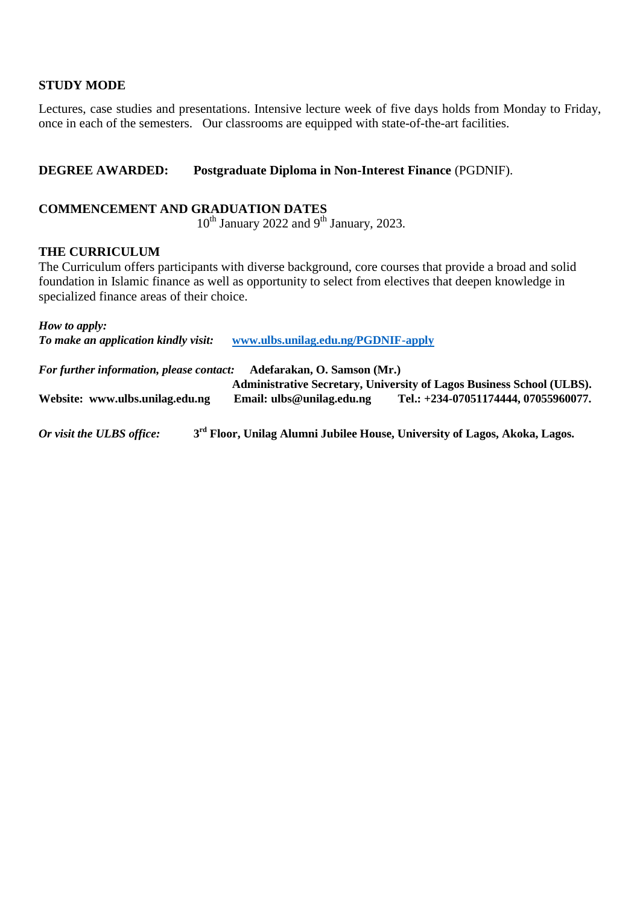## STUDY MODE

Lectures, case studies and presentations. Intensive lecture week of five days holds from Monday to Friday, once in each of the semesters. Our classrooms are equipped with state-of-the-art facilities.

**DEGREE AWARDED:** **Postgraduate Diploma in Non-Interest Finance** (PGDNIF).

## COMMENCEMENT AND GRADUATION DATES

10th January 2022 and 9th January, 2023.

## THE CURRICULUM

The Curriculum offers participants with diverse background, core courses that provide a broad and solid foundation in Islamic finance as well as opportunity to select from electives that deepen knowledge in specialized finance areas of their choice.

***How to apply:***

***To make an application kindly visit:*** **www.ulbs.unilag.edu.ng/PGDNIF-apply**

***For further information, please contact:*** **Adefarakan, O. Samson (Mr.)**
**Administrative Secretary, University of Lagos Business School (ULBS).**

**Website: www.ulbs.unilag.edu.ng** **Email: ulbs@unilag.edu.ng** **Tel.: +234-07051174444, 07055960077.**

***Or visit the ULBS office:*** **3rd Floor, Unilag Alumni Jubilee House, University of Lagos, Akoka, Lagos.**